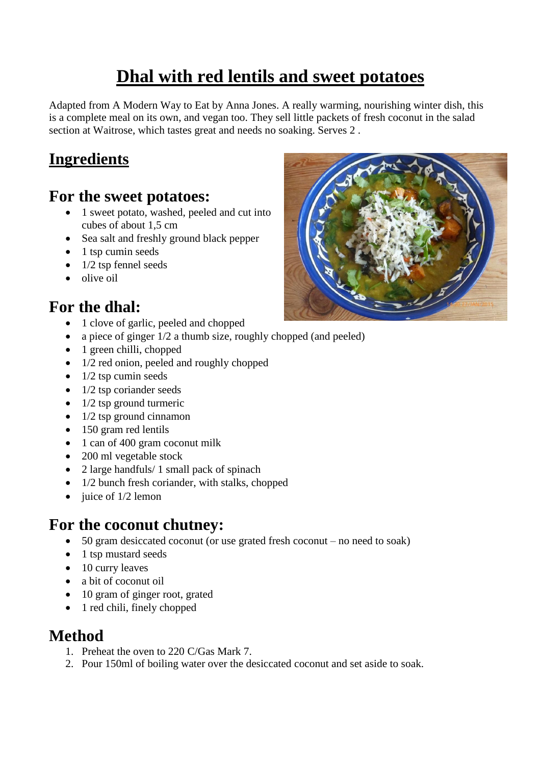# Dhal with red lentils and sweet potatoes

Adapted from A Modern Way to Eat by Anna Jones. A really warming, nourishing winter dish, this is a complete meal on its own, and vegan too. They sell little packets of fresh coconut in the salad section at Waitrose, which tastes great and needs no soaking. Serves 2 .

## Ingredients

### For the sweet potatoes:

- 1 sweet potato, washed, peeled and cut into cubes of about 1,5 cm
- Sea salt and freshly ground black pepper
- 1 tsp cumin seeds
- 1/2 tsp fennel seeds
- olive oil

### For the dhal:

- 1 clove of garlic, peeled and chopped
- a piece of ginger 1/2 a thumb size, roughly chopped (and peeled)
- 1 green chilli, chopped
- 1/2 red onion, peeled and roughly chopped
- 1/2 tsp cumin seeds
- 1/2 tsp coriander seeds
- 1/2 tsp ground turmeric
- 1/2 tsp ground cinnamon
- 150 gram red lentils
- 1 can of 400 gram coconut milk
- 200 ml vegetable stock
- 2 large handfuls/ 1 small pack of spinach
- 1/2 bunch fresh coriander, with stalks, chopped
- juice of 1/2 lemon

### For the coconut chutney:

- 50 gram desiccated coconut (or use grated fresh coconut – no need to soak)
- 1 tsp mustard seeds
- 10 curry leaves
- a bit of coconut oil
- 10 gram of ginger root, grated
- 1 red chili, finely chopped

## Method

1. Preheat the oven to 220 C/Gas Mark 7.
2. Pour 150ml of boiling water over the desiccated coconut and set aside to soak.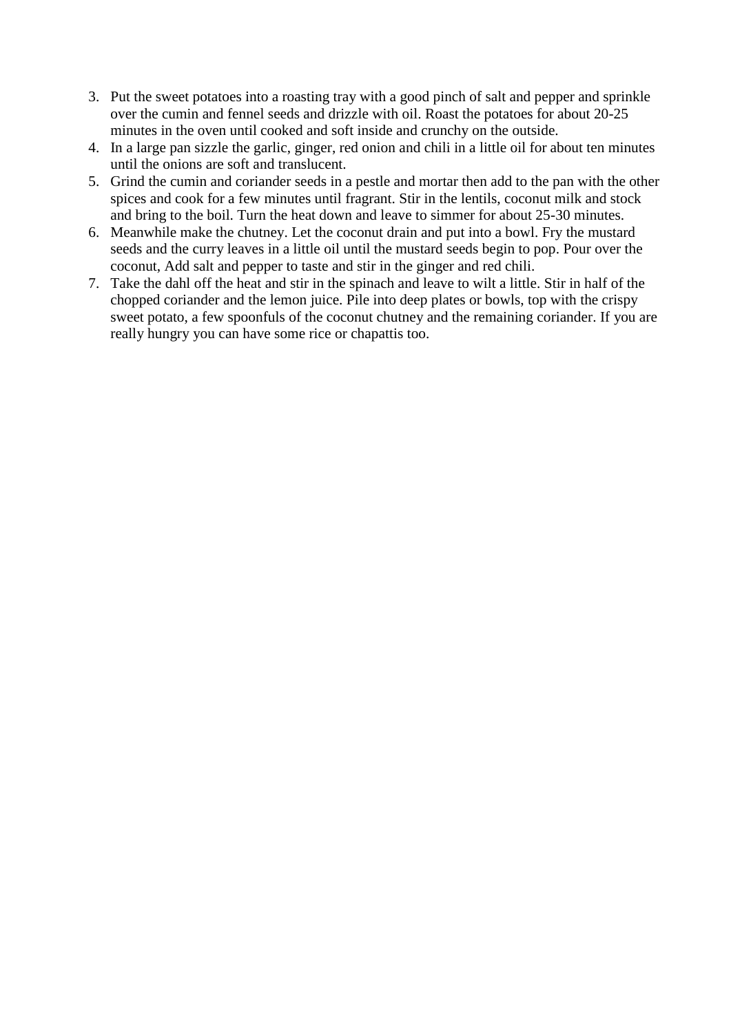3. Put the sweet potatoes into a roasting tray with a good pinch of salt and pepper and sprinkle over the cumin and fennel seeds and drizzle with oil. Roast the potatoes for about 20-25 minutes in the oven until cooked and soft inside and crunchy on the outside.
4. In a large pan sizzle the garlic, ginger, red onion and chili in a little oil for about ten minutes until the onions are soft and translucent.
5. Grind the cumin and coriander seeds in a pestle and mortar then add to the pan with the other spices and cook for a few minutes until fragrant. Stir in the lentils, coconut milk and stock and bring to the boil. Turn the heat down and leave to simmer for about 25-30 minutes.
6. Meanwhile make the chutney. Let the coconut drain and put into a bowl. Fry the mustard seeds and the curry leaves in a little oil until the mustard seeds begin to pop. Pour over the coconut, Add salt and pepper to taste and stir in the ginger and red chili.
7. Take the dahl off the heat and stir in the spinach and leave to wilt a little. Stir in half of the chopped coriander and the lemon juice. Pile into deep plates or bowls, top with the crispy sweet potato, a few spoonfuls of the coconut chutney and the remaining coriander. If you are really hungry you can have some rice or chapattis too.